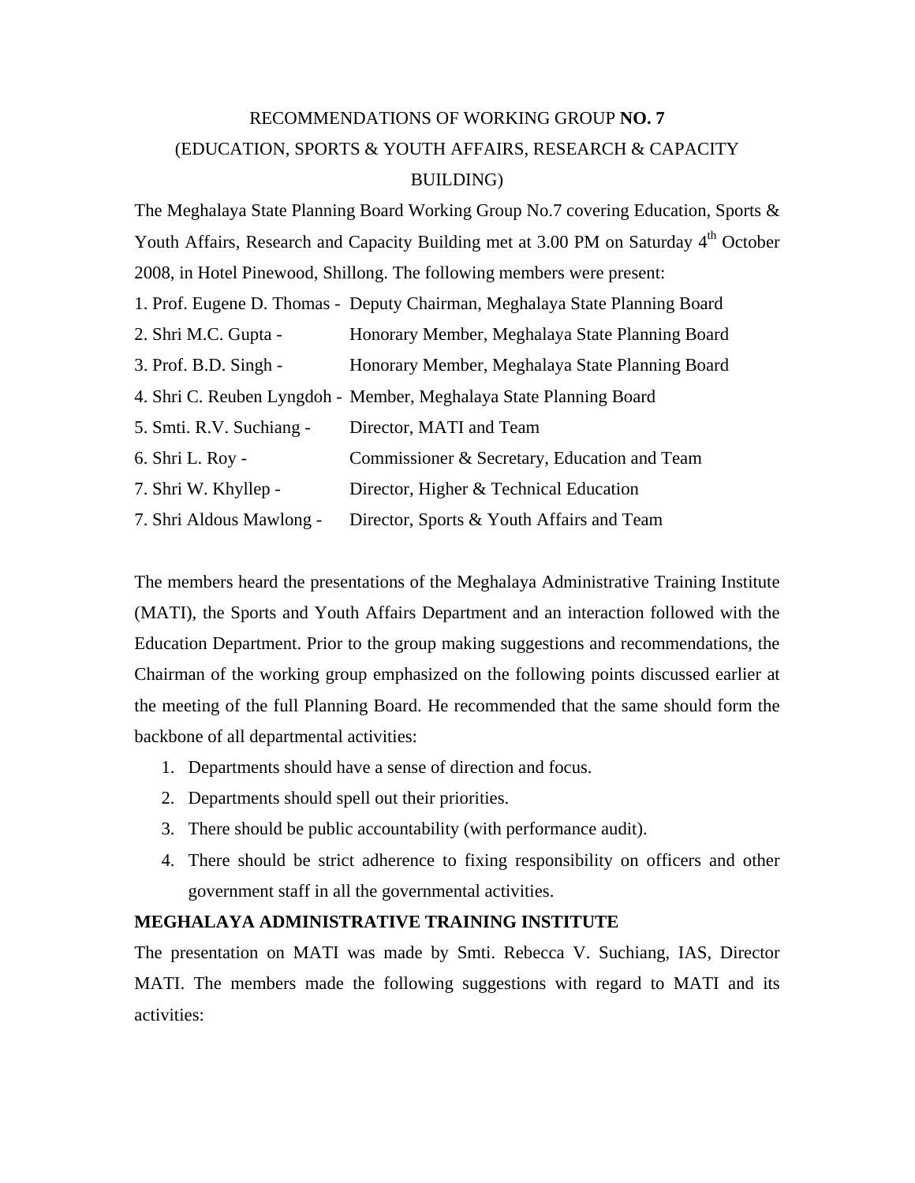# RECOMMENDATIONS OF WORKING GROUP **NO. 7**
# (EDUCATION, SPORTS & YOUTH AFFAIRS, RESEARCH & CAPACITY BUILDING)

The Meghalaya State Planning Board Working Group No.7 covering Education, Sports & Youth Affairs, Research and Capacity Building met at 3.00 PM on Saturday 4th October 2008, in Hotel Pinewood, Shillong. The following members were present:

1. Prof. Eugene D. Thomas - Deputy Chairman, Meghalaya State Planning Board
2. Shri M.C. Gupta - Honorary Member, Meghalaya State Planning Board
3. Prof. B.D. Singh - Honorary Member, Meghalaya State Planning Board
4. Shri C. Reuben Lyngdoh - Member, Meghalaya State Planning Board
5. Smti. R.V. Suchiang - Director, MATI and Team
6. Shri L. Roy - Commissioner & Secretary, Education and Team
7. Shri W. Khyllep - Director, Higher & Technical Education

7. Shri Aldous Mawlong - Director, Sports & Youth Affairs and Team

The members heard the presentations of the Meghalaya Administrative Training Institute (MATI), the Sports and Youth Affairs Department and an interaction followed with the Education Department. Prior to the group making suggestions and recommendations, the Chairman of the working group emphasized on the following points discussed earlier at the meeting of the full Planning Board. He recommended that the same should form the backbone of all departmental activities:

1. Departments should have a sense of direction and focus.
2. Departments should spell out their priorities.
3. There should be public accountability (with performance audit).
4. There should be strict adherence to fixing responsibility on officers and other government staff in all the governmental activities.

**MEGHALAYA ADMINISTRATIVE TRAINING INSTITUTE**

The presentation on MATI was made by Smti. Rebecca V. Suchiang, IAS, Director MATI. The members made the following suggestions with regard to MATI and its activities: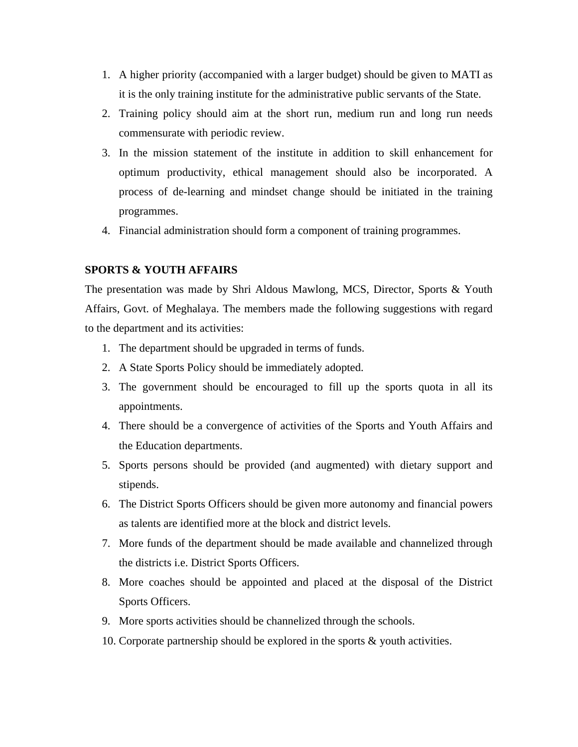1. A higher priority (accompanied with a larger budget) should be given to MATI as it is the only training institute for the administrative public servants of the State.
2. Training policy should aim at the short run, medium run and long run needs commensurate with periodic review.
3. In the mission statement of the institute in addition to skill enhancement for optimum productivity, ethical management should also be incorporated. A process of de-learning and mindset change should be initiated in the training programmes.
4. Financial administration should form a component of training programmes.

**SPORTS & YOUTH AFFAIRS**

The presentation was made by Shri Aldous Mawlong, MCS, Director, Sports & Youth Affairs, Govt. of Meghalaya. The members made the following suggestions with regard to the department and its activities:

1. The department should be upgraded in terms of funds.
2. A State Sports Policy should be immediately adopted.
3. The government should be encouraged to fill up the sports quota in all its appointments.
4. There should be a convergence of activities of the Sports and Youth Affairs and the Education departments.
5. Sports persons should be provided (and augmented) with dietary support and stipends.
6. The District Sports Officers should be given more autonomy and financial powers as talents are identified more at the block and district levels.
7. More funds of the department should be made available and channelized through the districts i.e. District Sports Officers.
8. More coaches should be appointed and placed at the disposal of the District Sports Officers.
9. More sports activities should be channelized through the schools.
10. Corporate partnership should be explored in the sports & youth activities.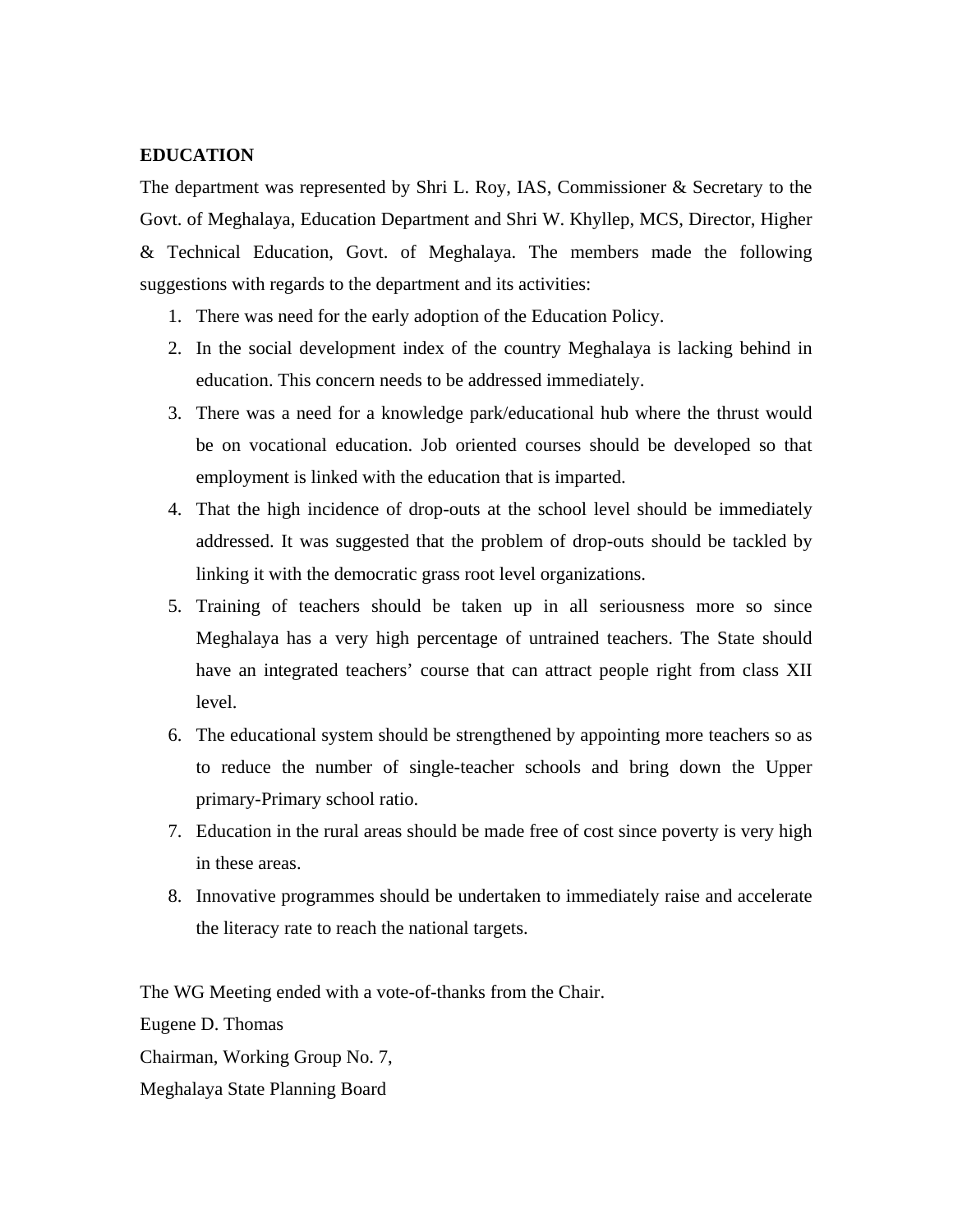**EDUCATION**

The department was represented by Shri L. Roy, IAS, Commissioner & Secretary to the Govt. of Meghalaya, Education Department and Shri W. Khyllep, MCS, Director, Higher & Technical Education, Govt. of Meghalaya. The members made the following suggestions with regards to the department and its activities:

1. There was need for the early adoption of the Education Policy.
2. In the social development index of the country Meghalaya is lacking behind in education. This concern needs to be addressed immediately.
3. There was a need for a knowledge park/educational hub where the thrust would be on vocational education. Job oriented courses should be developed so that employment is linked with the education that is imparted.
4. That the high incidence of drop-outs at the school level should be immediately addressed. It was suggested that the problem of drop-outs should be tackled by linking it with the democratic grass root level organizations.
5. Training of teachers should be taken up in all seriousness more so since Meghalaya has a very high percentage of untrained teachers. The State should have an integrated teachers' course that can attract people right from class XII level.
6. The educational system should be strengthened by appointing more teachers so as to reduce the number of single-teacher schools and bring down the Upper primary-Primary school ratio.
7. Education in the rural areas should be made free of cost since poverty is very high in these areas.
8. Innovative programmes should be undertaken to immediately raise and accelerate the literacy rate to reach the national targets.

The WG Meeting ended with a vote-of-thanks from the Chair.

Eugene D. Thomas

Chairman, Working Group No. 7,

Meghalaya State Planning Board